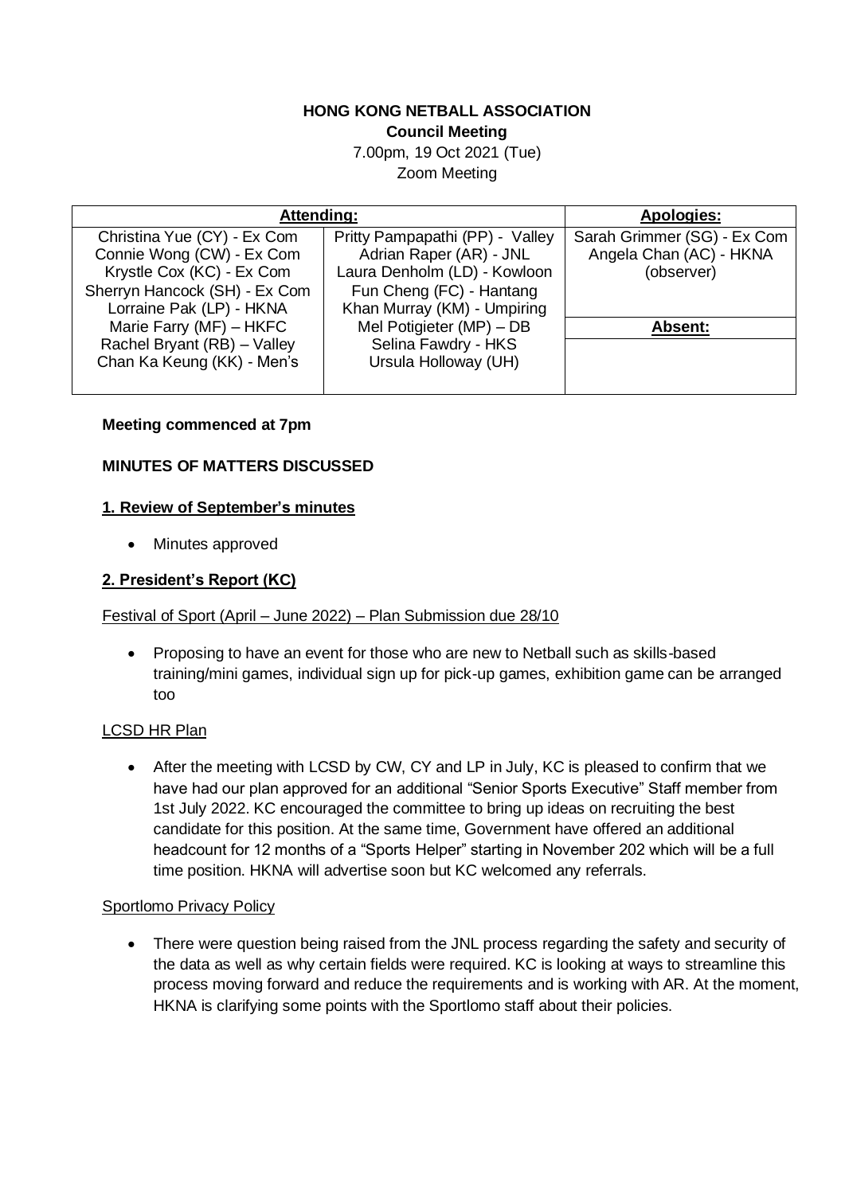**HONG KONG NETBALL ASSOCIATION**
**Council Meeting**
7.00pm, 19 Oct 2021 (Tue)
Zoom Meeting

| Attending: | | Apologies: |
|---|---|---|
| Christina Yue (CY) - Ex Com<br>Connie Wong (CW) - Ex Com<br>Krystle Cox (KC) - Ex Com<br>Sherryn Hancock (SH) - Ex Com<br>Lorraine Pak (LP) - HKNA<br>Marie Farry (MF) – HKFC<br>Rachel Bryant (RB) – Valley<br>Chan Ka Keung (KK) - Men's | Pritty Pampapathi (PP) - Valley<br>Adrian Raper (AR) - JNL<br>Laura Denholm (LD) - Kowloon<br>Fun Cheng (FC) - Hantang<br>Khan Murray (KM) - Umpiring<br>Mel Potigieter (MP) – DB<br>Selina Fawdry - HKS<br>Ursula Holloway (UH) | Sarah Grimmer (SG) - Ex Com<br>Angela Chan (AC) - HKNA (observer)<br><br>**Absent:** |

**Meeting commenced at 7pm**

**MINUTES OF MATTERS DISCUSSED**

**1. Review of September's minutes**

- Minutes approved

**2. President's Report (KC)**

Festival of Sport (April – June 2022) – Plan Submission due 28/10

- Proposing to have an event for those who are new to Netball such as skills-based training/mini games, individual sign up for pick-up games, exhibition game can be arranged too

LCSD HR Plan

- After the meeting with LCSD by CW, CY and LP in July, KC is pleased to confirm that we have had our plan approved for an additional "Senior Sports Executive" Staff member from 1st July 2022. KC encouraged the committee to bring up ideas on recruiting the best candidate for this position. At the same time, Government have offered an additional headcount for 12 months of a "Sports Helper" starting in November 202 which will be a full time position. HKNA will advertise soon but KC welcomed any referrals.

Sportlomo Privacy Policy

- There were question being raised from the JNL process regarding the safety and security of the data as well as why certain fields were required. KC is looking at ways to streamline this process moving forward and reduce the requirements and is working with AR. At the moment, HKNA is clarifying some points with the Sportlomo staff about their policies.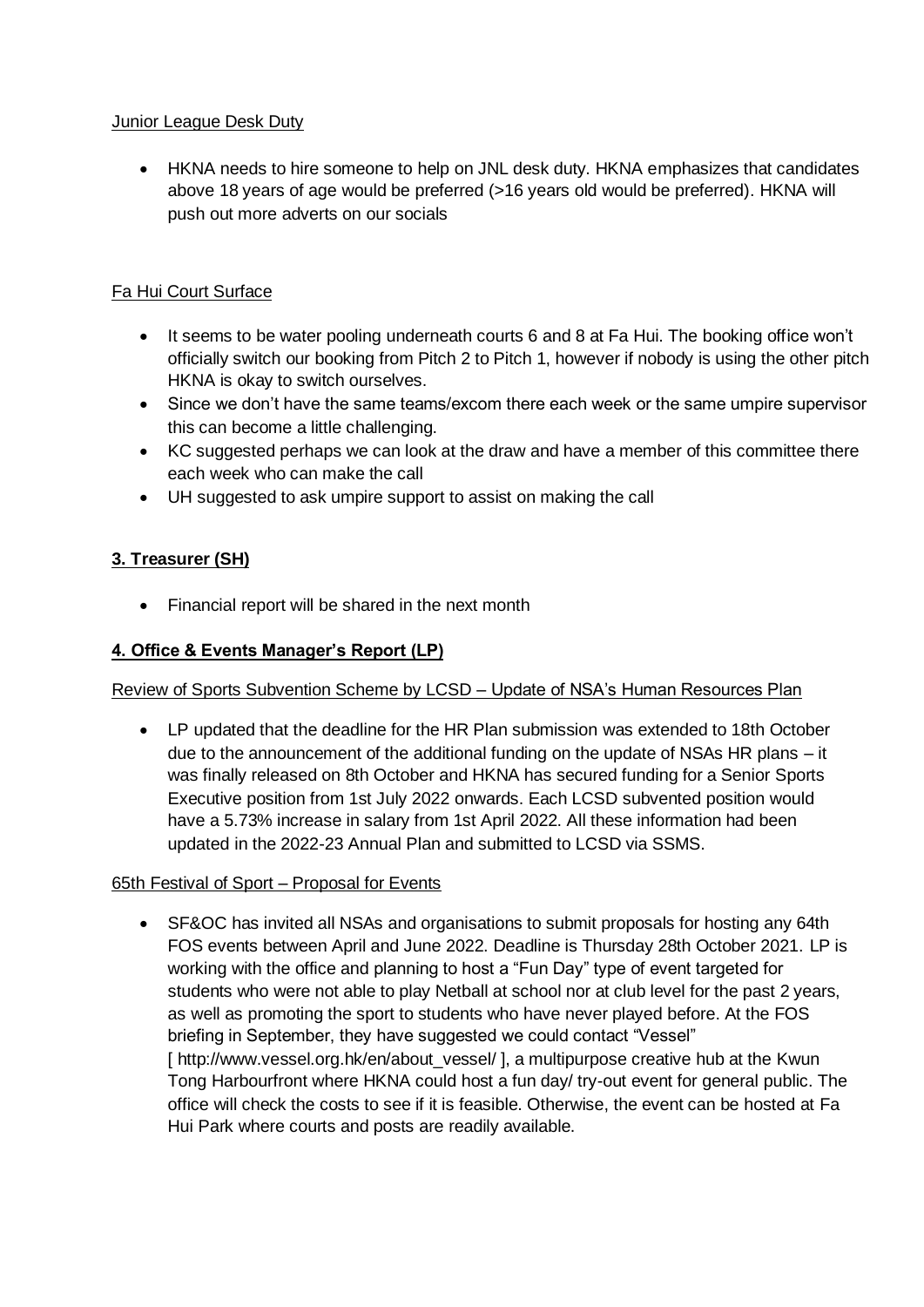Junior League Desk Duty

- HKNA needs to hire someone to help on JNL desk duty. HKNA emphasizes that candidates above 18 years of age would be preferred (>16 years old would be preferred). HKNA will push out more adverts on our socials

Fa Hui Court Surface

- It seems to be water pooling underneath courts 6 and 8 at Fa Hui. The booking office won't officially switch our booking from Pitch 2 to Pitch 1, however if nobody is using the other pitch HKNA is okay to switch ourselves.
- Since we don't have the same teams/excom there each week or the same umpire supervisor this can become a little challenging.
- KC suggested perhaps we can look at the draw and have a member of this committee there each week who can make the call
- UH suggested to ask umpire support to assist on making the call

## 3. Treasurer (SH)

- Financial report will be shared in the next month

## 4. Office & Events Manager's Report (LP)

Review of Sports Subvention Scheme by LCSD – Update of NSA's Human Resources Plan

- LP updated that the deadline for the HR Plan submission was extended to 18th October due to the announcement of the additional funding on the update of NSAs HR plans – it was finally released on 8th October and HKNA has secured funding for a Senior Sports Executive position from 1st July 2022 onwards. Each LCSD subvented position would have a 5.73% increase in salary from 1st April 2022. All these information had been updated in the 2022-23 Annual Plan and submitted to LCSD via SSMS.

65th Festival of Sport – Proposal for Events

- SF&OC has invited all NSAs and organisations to submit proposals for hosting any 64th FOS events between April and June 2022. Deadline is Thursday 28th October 2021. LP is working with the office and planning to host a "Fun Day" type of event targeted for students who were not able to play Netball at school nor at club level for the past 2 years, as well as promoting the sport to students who have never played before. At the FOS briefing in September, they have suggested we could contact "Vessel" [ http://www.vessel.org.hk/en/about_vessel/ ], a multipurpose creative hub at the Kwun Tong Harbourfront where HKNA could host a fun day/ try-out event for general public. The office will check the costs to see if it is feasible. Otherwise, the event can be hosted at Fa Hui Park where courts and posts are readily available.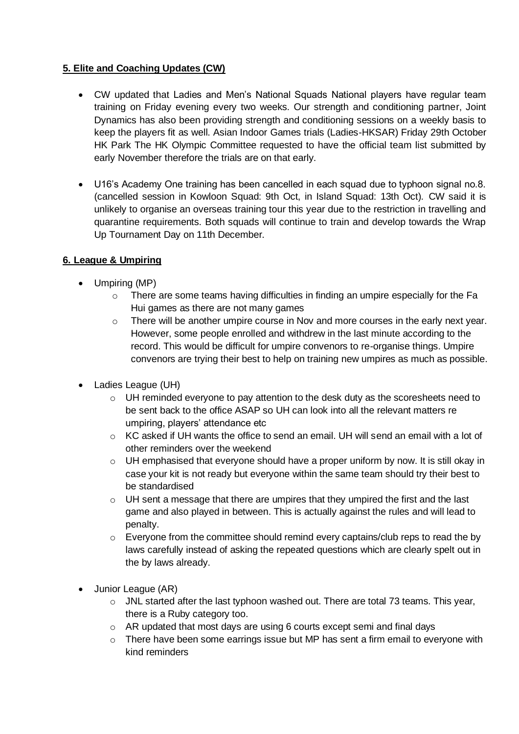**5. Elite and Coaching Updates (CW)**

- CW updated that Ladies and Men's National Squads National players have regular team training on Friday evening every two weeks. Our strength and conditioning partner, Joint Dynamics has also been providing strength and conditioning sessions on a weekly basis to keep the players fit as well. Asian Indoor Games trials (Ladies-HKSAR) Friday 29th October HK Park The HK Olympic Committee requested to have the official team list submitted by early November therefore the trials are on that early.
- U16's Academy One training has been cancelled in each squad due to typhoon signal no.8. (cancelled session in Kowloon Squad: 9th Oct, in Island Squad: 13th Oct). CW said it is unlikely to organise an overseas training tour this year due to the restriction in travelling and quarantine requirements. Both squads will continue to train and develop towards the Wrap Up Tournament Day on 11th December.

**6. League & Umpiring**

- Umpiring (MP)
  - There are some teams having difficulties in finding an umpire especially for the Fa Hui games as there are not many games
  - There will be another umpire course in Nov and more courses in the early next year. However, some people enrolled and withdrew in the last minute according to the record. This would be difficult for umpire convenors to re-organise things. Umpire convenors are trying their best to help on training new umpires as much as possible.
- Ladies League (UH)
  - UH reminded everyone to pay attention to the desk duty as the scoresheets need to be sent back to the office ASAP so UH can look into all the relevant matters re umpiring, players' attendance etc
  - KC asked if UH wants the office to send an email. UH will send an email with a lot of other reminders over the weekend
  - UH emphasised that everyone should have a proper uniform by now. It is still okay in case your kit is not ready but everyone within the same team should try their best to be standardised
  - UH sent a message that there are umpires that they umpired the first and the last game and also played in between. This is actually against the rules and will lead to penalty.
  - Everyone from the committee should remind every captains/club reps to read the by laws carefully instead of asking the repeated questions which are clearly spelt out in the by laws already.
- Junior League (AR)
  - JNL started after the last typhoon washed out. There are total 73 teams. This year, there is a Ruby category too.
  - AR updated that most days are using 6 courts except semi and final days
  - There have been some earrings issue but MP has sent a firm email to everyone with kind reminders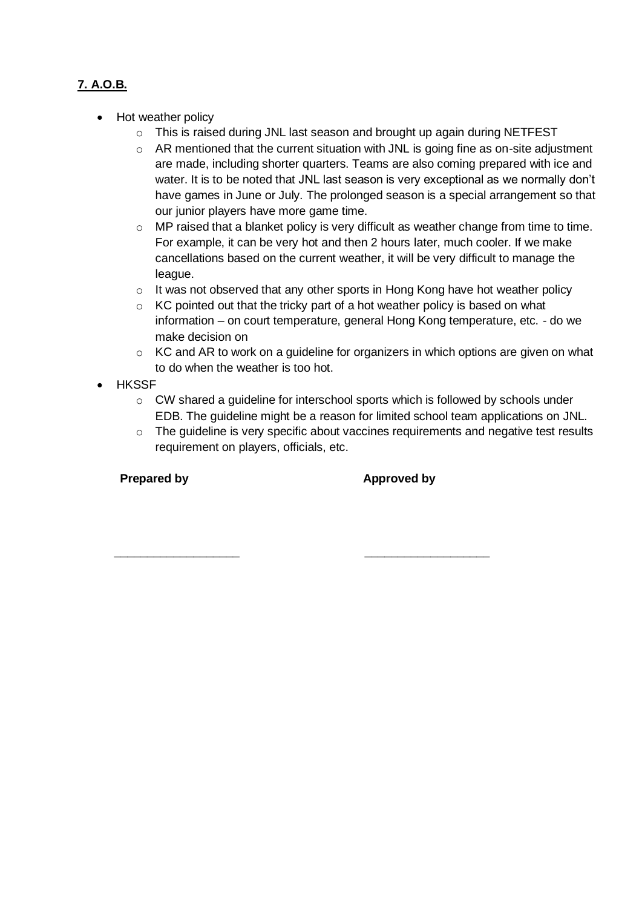**7. A.O.B.**

- Hot weather policy
  - This is raised during JNL last season and brought up again during NETFEST
  - AR mentioned that the current situation with JNL is going fine as on-site adjustment are made, including shorter quarters. Teams are also coming prepared with ice and water. It is to be noted that JNL last season is very exceptional as we normally don't have games in June or July. The prolonged season is a special arrangement so that our junior players have more game time.
  - MP raised that a blanket policy is very difficult as weather change from time to time. For example, it can be very hot and then 2 hours later, much cooler. If we make cancellations based on the current weather, it will be very difficult to manage the league.
  - It was not observed that any other sports in Hong Kong have hot weather policy
  - KC pointed out that the tricky part of a hot weather policy is based on what information – on court temperature, general Hong Kong temperature, etc. - do we make decision on
  - KC and AR to work on a guideline for organizers in which options are given on what to do when the weather is too hot.
- HKSSF
  - CW shared a guideline for interschool sports which is followed by schools under EDB. The guideline might be a reason for limited school team applications on JNL.
  - The guideline is very specific about vaccines requirements and negative test results requirement on players, officials, etc.

| **Prepared by** | **Approved by** |
| --- | --- |
| ___________________ | ___________________ |